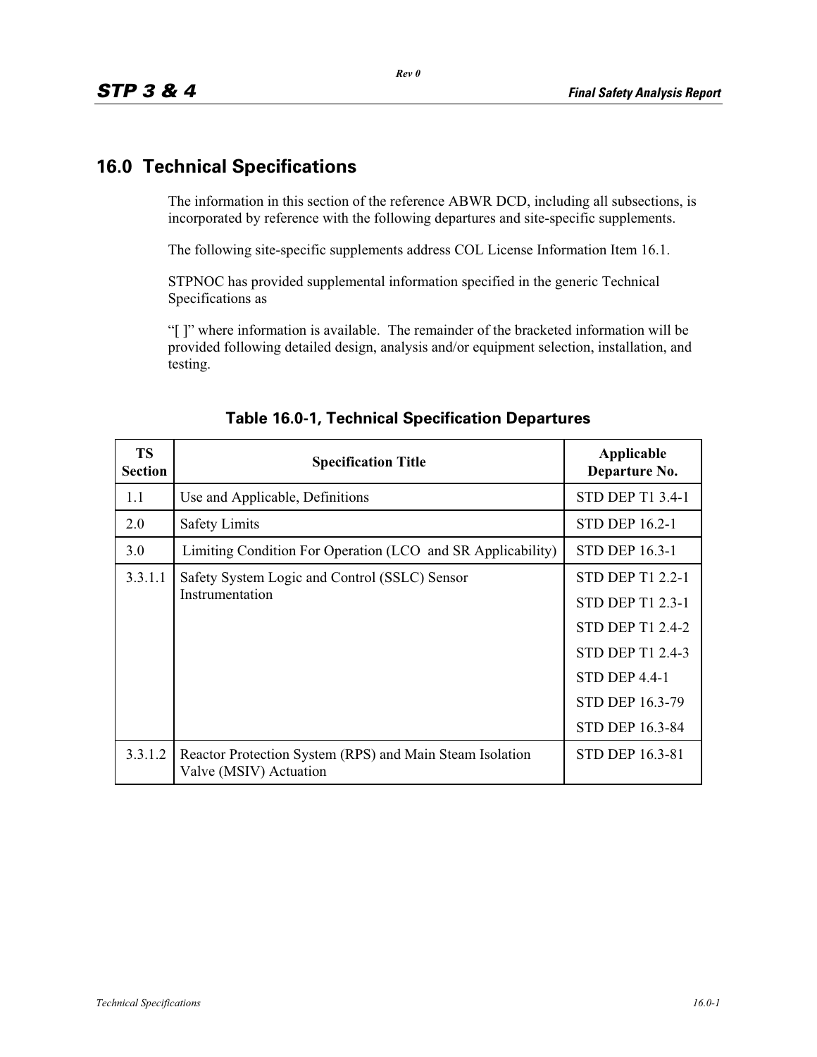# 16.0 Technical Specifications

The information in this section of the reference ABWR DCD, including all subsections, is incorporated by reference with the following departures and site-specific supplements.

The following site-specific supplements address COL License Information Item 16.1.

STPNOC has provided supplemental information specified in the generic Technical Specifications as

"[ ]" where information is available. The remainder of the bracketed information will be provided following detailed design, analysis and/or equipment selection, installation, and testing.

## Table 16.0-1, Technical Specification Departures

| TS Section | Specification Title | Applicable Departure No. |
|---|---|---|
| 1.1 | Use and Applicable, Definitions | STD DEP T1 3.4-1 |
| 2.0 | Safety Limits | STD DEP 16.2-1 |
| 3.0 | Limiting Condition For Operation (LCO and SR Applicability) | STD DEP 16.3-1 |
| 3.3.1.1 | Safety System Logic and Control (SSLC) Sensor Instrumentation | STD DEP T1 2.2-1<br>STD DEP T1 2.3-1<br>STD DEP T1 2.4-2<br>STD DEP T1 2.4-3<br>STD DEP 4.4-1<br>STD DEP 16.3-79<br>STD DEP 16.3-84 |
| 3.3.1.2 | Reactor Protection System (RPS) and Main Steam Isolation Valve (MSIV) Actuation | STD DEP 16.3-81 |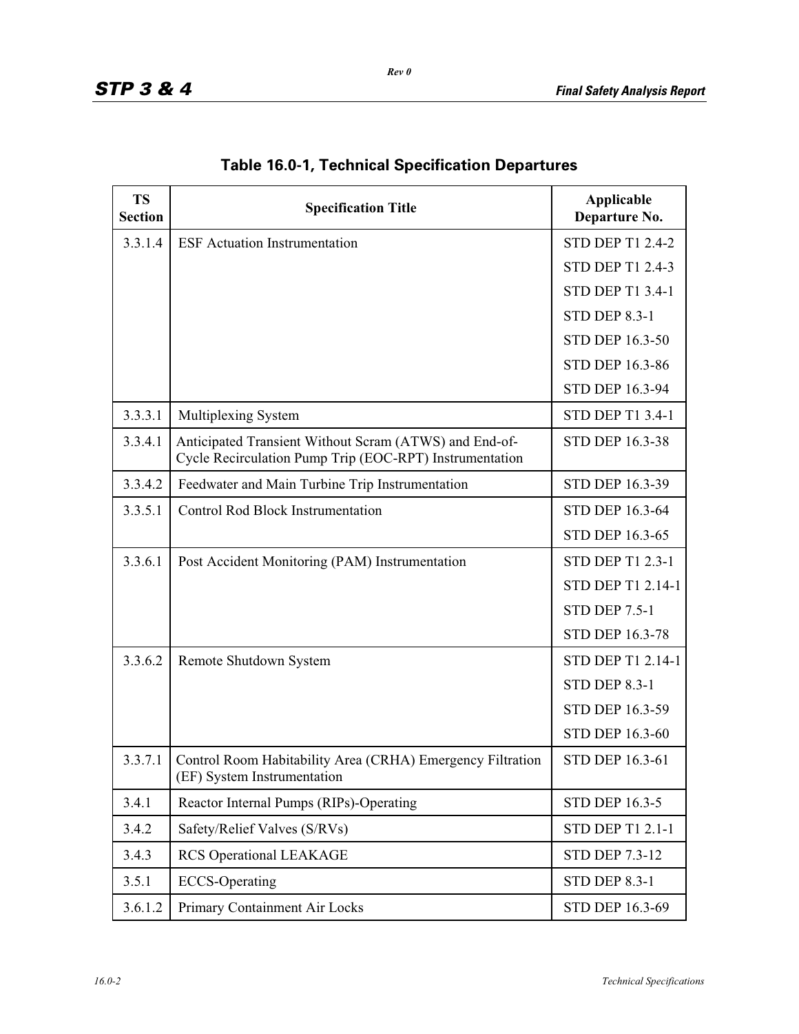## Table 16.0-1, Technical Specification Departures

| TS Section | Specification Title | Applicable Departure No. |
|---|---|---|
| 3.3.1.4 | ESF Actuation Instrumentation | STD DEP T1 2.4-2 |
| | | STD DEP T1 2.4-3 |
| | | STD DEP T1 3.4-1 |
| | | STD DEP 8.3-1 |
| | | STD DEP 16.3-50 |
| | | STD DEP 16.3-86 |
| | | STD DEP 16.3-94 |
| 3.3.3.1 | Multiplexing System | STD DEP T1 3.4-1 |
| 3.3.4.1 | Anticipated Transient Without Scram (ATWS) and End-of-Cycle Recirculation Pump Trip (EOC-RPT) Instrumentation | STD DEP 16.3-38 |
| 3.3.4.2 | Feedwater and Main Turbine Trip Instrumentation | STD DEP 16.3-39 |
| 3.3.5.1 | Control Rod Block Instrumentation | STD DEP 16.3-64 |
| | | STD DEP 16.3-65 |
| 3.3.6.1 | Post Accident Monitoring (PAM) Instrumentation | STD DEP T1 2.3-1 |
| | | STD DEP T1 2.14-1 |
| | | STD DEP 7.5-1 |
| | | STD DEP 16.3-78 |
| 3.3.6.2 | Remote Shutdown System | STD DEP T1 2.14-1 |
| | | STD DEP 8.3-1 |
| | | STD DEP 16.3-59 |
| | | STD DEP 16.3-60 |
| 3.3.7.1 | Control Room Habitability Area (CRHA) Emergency Filtration (EF) System Instrumentation | STD DEP 16.3-61 |
| 3.4.1 | Reactor Internal Pumps (RIPs)-Operating | STD DEP 16.3-5 |
| 3.4.2 | Safety/Relief Valves (S/RVs) | STD DEP T1 2.1-1 |
| 3.4.3 | RCS Operational LEAKAGE | STD DEP 7.3-12 |
| 3.5.1 | ECCS-Operating | STD DEP 8.3-1 |
| 3.6.1.2 | Primary Containment Air Locks | STD DEP 16.3-69 |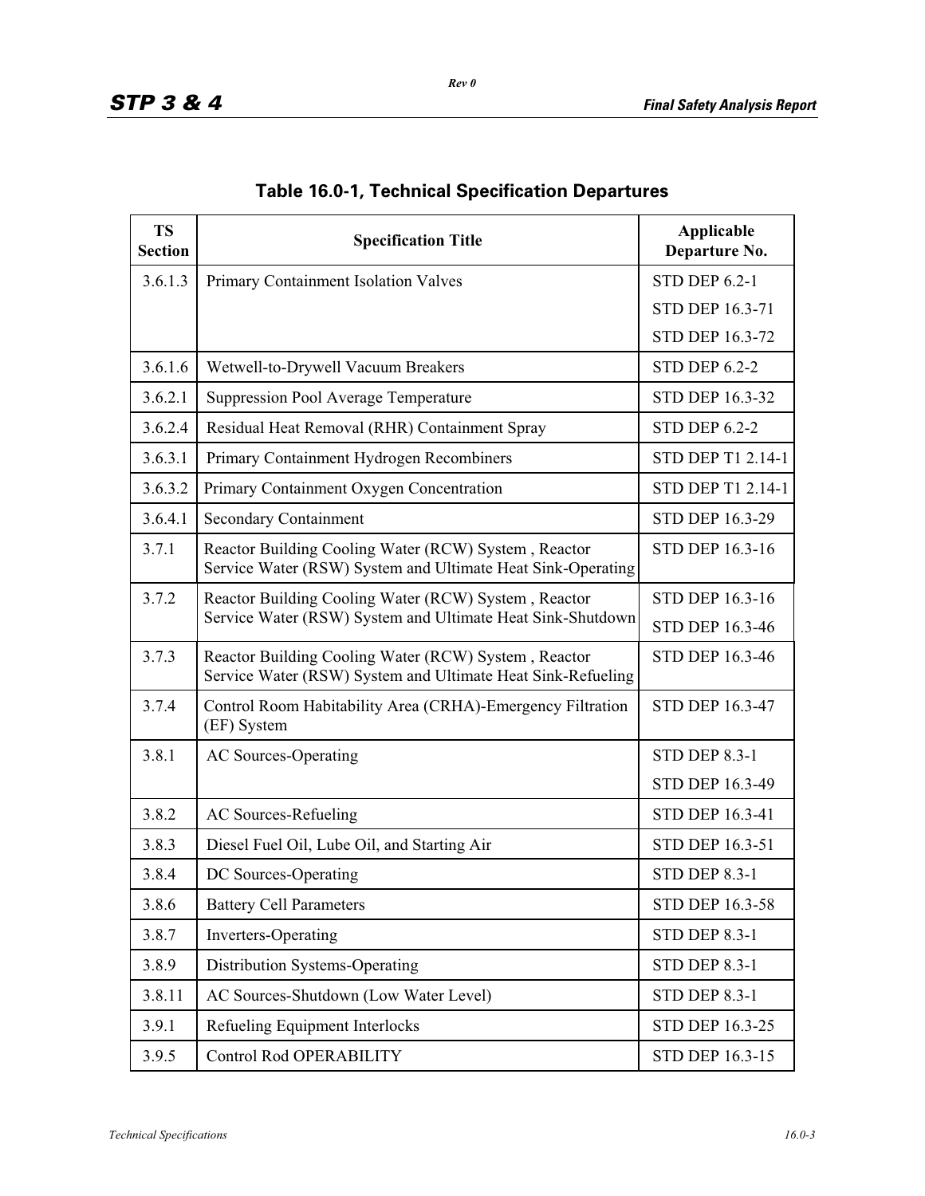## Table 16.0-1, Technical Specification Departures

| TS Section | Specification Title | Applicable Departure No. |
|---|---|---|
| 3.6.1.3 | Primary Containment Isolation Valves | STD DEP 6.2-1<br>STD DEP 16.3-71<br>STD DEP 16.3-72 |
| 3.6.1.6 | Wetwell-to-Drywell Vacuum Breakers | STD DEP 6.2-2 |
| 3.6.2.1 | Suppression Pool Average Temperature | STD DEP 16.3-32 |
| 3.6.2.4 | Residual Heat Removal (RHR) Containment Spray | STD DEP 6.2-2 |
| 3.6.3.1 | Primary Containment Hydrogen Recombiners | STD DEP T1 2.14-1 |
| 3.6.3.2 | Primary Containment Oxygen Concentration | STD DEP T1 2.14-1 |
| 3.6.4.1 | Secondary Containment | STD DEP 16.3-29 |
| 3.7.1 | Reactor Building Cooling Water (RCW) System , Reactor Service Water (RSW) System and Ultimate Heat Sink-Operating | STD DEP 16.3-16 |
| 3.7.2 | Reactor Building Cooling Water (RCW) System , Reactor Service Water (RSW) System and Ultimate Heat Sink-Shutdown | STD DEP 16.3-16<br>STD DEP 16.3-46 |
| 3.7.3 | Reactor Building Cooling Water (RCW) System , Reactor Service Water (RSW) System and Ultimate Heat Sink-Refueling | STD DEP 16.3-46 |
| 3.7.4 | Control Room Habitability Area (CRHA)-Emergency Filtration (EF) System | STD DEP 16.3-47 |
| 3.8.1 | AC Sources-Operating | STD DEP 8.3-1<br>STD DEP 16.3-49 |
| 3.8.2 | AC Sources-Refueling | STD DEP 16.3-41 |
| 3.8.3 | Diesel Fuel Oil, Lube Oil, and Starting Air | STD DEP 16.3-51 |
| 3.8.4 | DC Sources-Operating | STD DEP 8.3-1 |
| 3.8.6 | Battery Cell Parameters | STD DEP 16.3-58 |
| 3.8.7 | Inverters-Operating | STD DEP 8.3-1 |
| 3.8.9 | Distribution Systems-Operating | STD DEP 8.3-1 |
| 3.8.11 | AC Sources-Shutdown (Low Water Level) | STD DEP 8.3-1 |
| 3.9.1 | Refueling Equipment Interlocks | STD DEP 16.3-25 |
| 3.9.5 | Control Rod OPERABILITY | STD DEP 16.3-15 |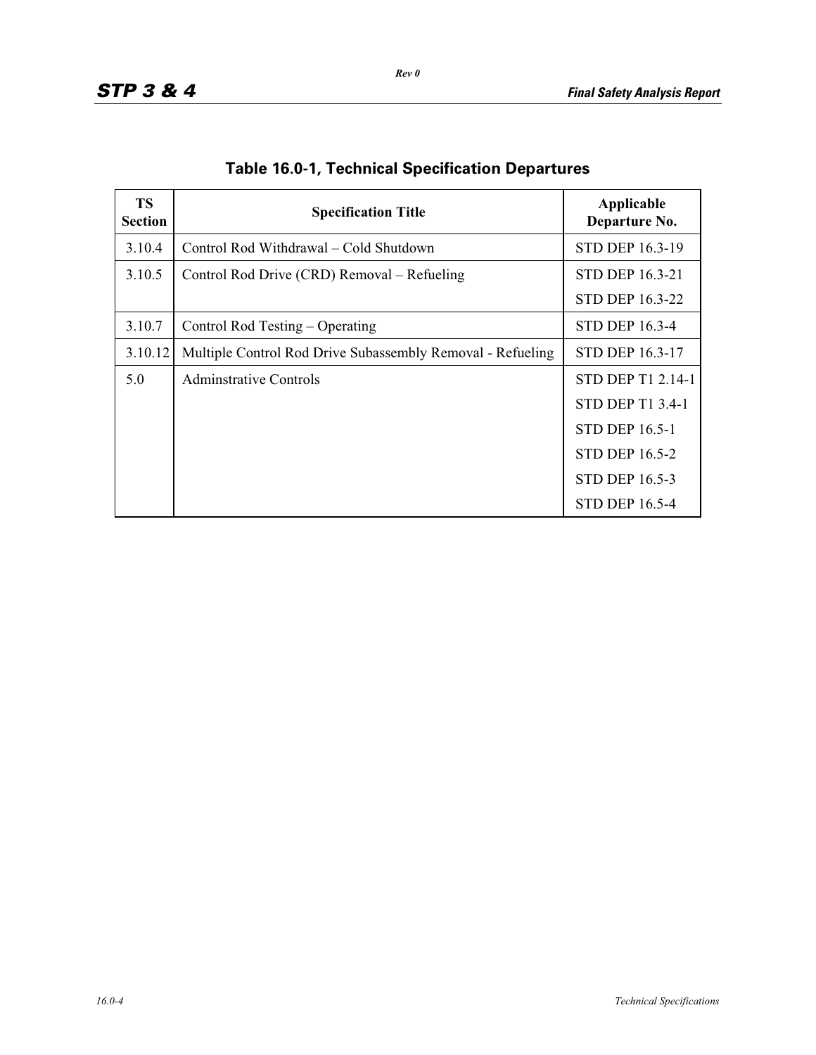## Table 16.0-1, Technical Specification Departures

| TS Section | Specification Title | Applicable Departure No. |
|---|---|---|
| 3.10.4 | Control Rod Withdrawal – Cold Shutdown | STD DEP 16.3-19 |
| 3.10.5 | Control Rod Drive (CRD) Removal – Refueling | STD DEP 16.3-21 |
| | | STD DEP 16.3-22 |
| 3.10.7 | Control Rod Testing – Operating | STD DEP 16.3-4 |
| 3.10.12 | Multiple Control Rod Drive Subassembly Removal - Refueling | STD DEP 16.3-17 |
| 5.0 | Adminstrative Controls | STD DEP T1 2.14-1 |
| | | STD DEP T1 3.4-1 |
| | | STD DEP 16.5-1 |
| | | STD DEP 16.5-2 |
| | | STD DEP 16.5-3 |
| | | STD DEP 16.5-4 |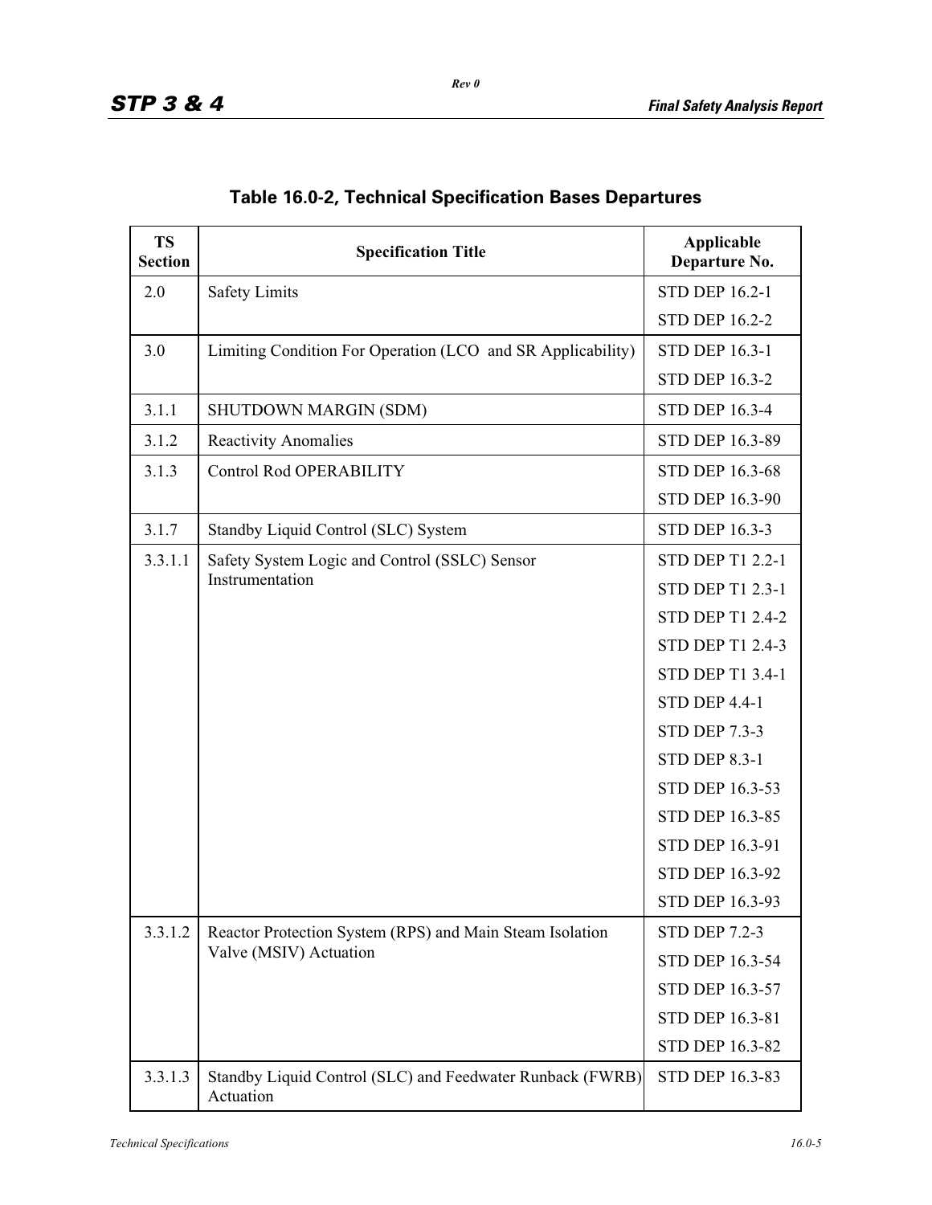## Table 16.0-2, Technical Specification Bases Departures

| TS Section | Specification Title | Applicable Departure No. |
|---|---|---|
| 2.0 | Safety Limits | STD DEP 16.2-1 |
| | | STD DEP 16.2-2 |
| 3.0 | Limiting Condition For Operation (LCO and SR Applicability) | STD DEP 16.3-1 |
| | | STD DEP 16.3-2 |
| 3.1.1 | SHUTDOWN MARGIN (SDM) | STD DEP 16.3-4 |
| 3.1.2 | Reactivity Anomalies | STD DEP 16.3-89 |
| 3.1.3 | Control Rod OPERABILITY | STD DEP 16.3-68 |
| | | STD DEP 16.3-90 |
| 3.1.7 | Standby Liquid Control (SLC) System | STD DEP 16.3-3 |
| 3.3.1.1 | Safety System Logic and Control (SSLC) Sensor Instrumentation | STD DEP T1 2.2-1 |
| | | STD DEP T1 2.3-1 |
| | | STD DEP T1 2.4-2 |
| | | STD DEP T1 2.4-3 |
| | | STD DEP T1 3.4-1 |
| | | STD DEP 4.4-1 |
| | | STD DEP 7.3-3 |
| | | STD DEP 8.3-1 |
| | | STD DEP 16.3-53 |
| | | STD DEP 16.3-85 |
| | | STD DEP 16.3-91 |
| | | STD DEP 16.3-92 |
| | | STD DEP 16.3-93 |
| 3.3.1.2 | Reactor Protection System (RPS) and Main Steam Isolation Valve (MSIV) Actuation | STD DEP 7.2-3 |
| | | STD DEP 16.3-54 |
| | | STD DEP 16.3-57 |
| | | STD DEP 16.3-81 |
| | | STD DEP 16.3-82 |
| 3.3.1.3 | Standby Liquid Control (SLC) and Feedwater Runback (FWRB) Actuation | STD DEP 16.3-83 |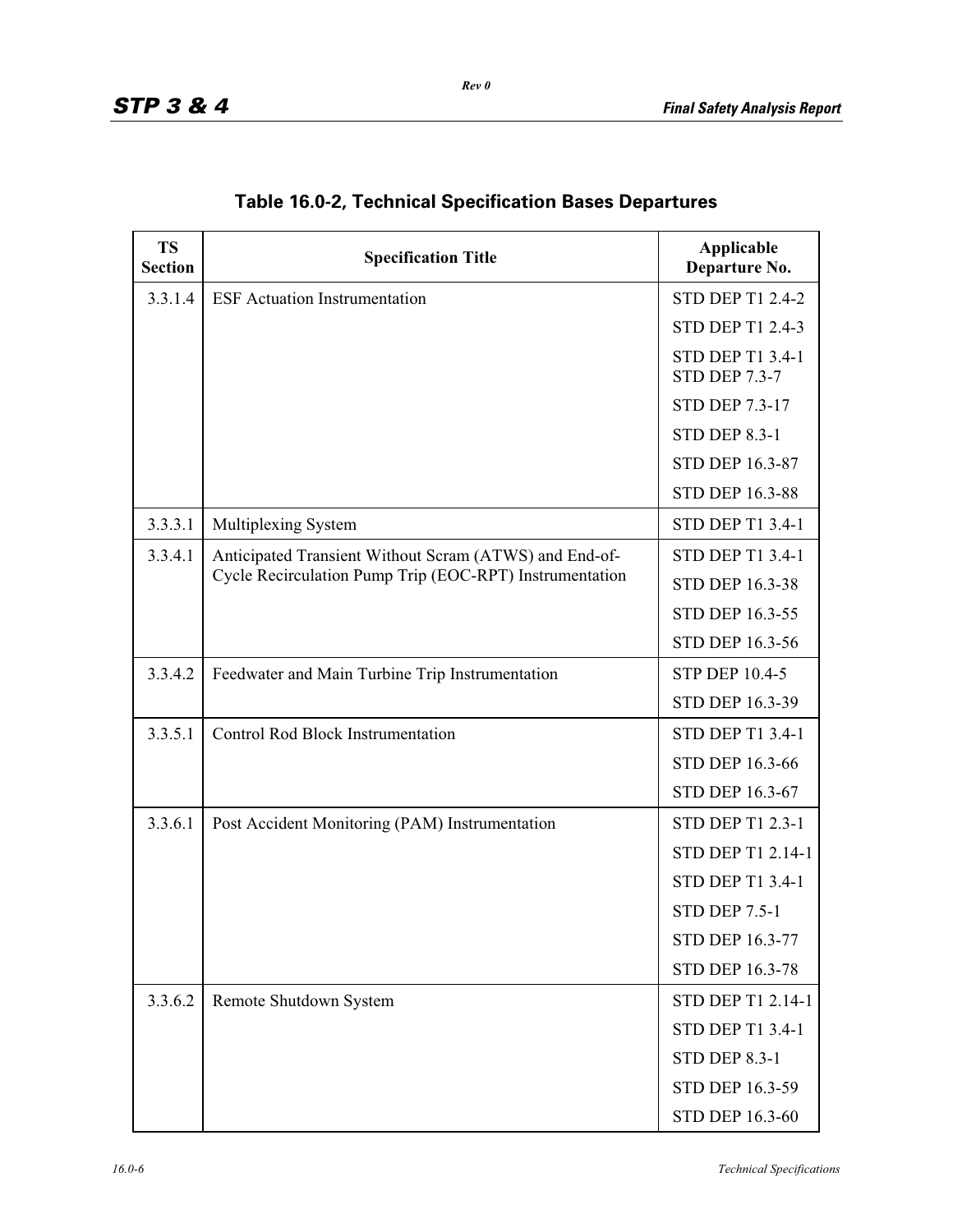## Table 16.0-2, Technical Specification Bases Departures

| TS Section | Specification Title | Applicable Departure No. |
|---|---|---|
| 3.3.1.4 | ESF Actuation Instrumentation | STD DEP T1 2.4-2 |
| | | STD DEP T1 2.4-3 |
| | | STD DEP T1 3.4-1 STD DEP 7.3-7 |
| | | STD DEP 7.3-17 |
| | | STD DEP 8.3-1 |
| | | STD DEP 16.3-87 |
| | | STD DEP 16.3-88 |
| 3.3.3.1 | Multiplexing System | STD DEP T1 3.4-1 |
| 3.3.4.1 | Anticipated Transient Without Scram (ATWS) and End-of-Cycle Recirculation Pump Trip (EOC-RPT) Instrumentation | STD DEP T1 3.4-1 |
| | | STD DEP 16.3-38 |
| | | STD DEP 16.3-55 |
| | | STD DEP 16.3-56 |
| 3.3.4.2 | Feedwater and Main Turbine Trip Instrumentation | STP DEP 10.4-5 |
| | | STD DEP 16.3-39 |
| 3.3.5.1 | Control Rod Block Instrumentation | STD DEP T1 3.4-1 |
| | | STD DEP 16.3-66 |
| | | STD DEP 16.3-67 |
| 3.3.6.1 | Post Accident Monitoring (PAM) Instrumentation | STD DEP T1 2.3-1 |
| | | STD DEP T1 2.14-1 |
| | | STD DEP T1 3.4-1 |
| | | STD DEP 7.5-1 |
| | | STD DEP 16.3-77 |
| | | STD DEP 16.3-78 |
| 3.3.6.2 | Remote Shutdown System | STD DEP T1 2.14-1 |
| | | STD DEP T1 3.4-1 |
| | | STD DEP 8.3-1 |
| | | STD DEP 16.3-59 |
| | | STD DEP 16.3-60 |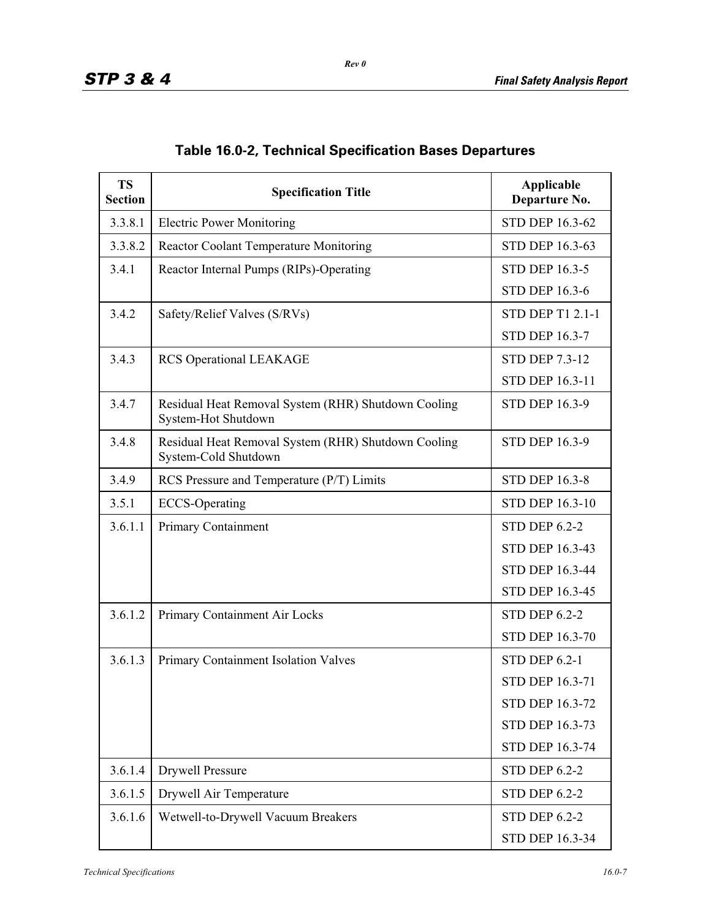## Table 16.0-2, Technical Specification Bases Departures

| TS Section | Specification Title | Applicable Departure No. |
|---|---|---|
| 3.3.8.1 | Electric Power Monitoring | STD DEP 16.3-62 |
| 3.3.8.2 | Reactor Coolant Temperature Monitoring | STD DEP 16.3-63 |
| 3.4.1 | Reactor Internal Pumps (RIPs)-Operating | STD DEP 16.3-5<br>STD DEP 16.3-6 |
| 3.4.2 | Safety/Relief Valves (S/RVs) | STD DEP T1 2.1-1<br>STD DEP 16.3-7 |
| 3.4.3 | RCS Operational LEAKAGE | STD DEP 7.3-12<br>STD DEP 16.3-11 |
| 3.4.7 | Residual Heat Removal System (RHR) Shutdown Cooling System-Hot Shutdown | STD DEP 16.3-9 |
| 3.4.8 | Residual Heat Removal System (RHR) Shutdown Cooling System-Cold Shutdown | STD DEP 16.3-9 |
| 3.4.9 | RCS Pressure and Temperature (P/T) Limits | STD DEP 16.3-8 |
| 3.5.1 | ECCS-Operating | STD DEP 16.3-10 |
| 3.6.1.1 | Primary Containment | STD DEP 6.2-2<br>STD DEP 16.3-43<br>STD DEP 16.3-44<br>STD DEP 16.3-45 |
| 3.6.1.2 | Primary Containment Air Locks | STD DEP 6.2-2<br>STD DEP 16.3-70 |
| 3.6.1.3 | Primary Containment Isolation Valves | STD DEP 6.2-1<br>STD DEP 16.3-71<br>STD DEP 16.3-72<br>STD DEP 16.3-73<br>STD DEP 16.3-74 |
| 3.6.1.4 | Drywell Pressure | STD DEP 6.2-2 |
| 3.6.1.5 | Drywell Air Temperature | STD DEP 6.2-2 |
| 3.6.1.6 | Wetwell-to-Drywell Vacuum Breakers | STD DEP 6.2-2<br>STD DEP 16.3-34 |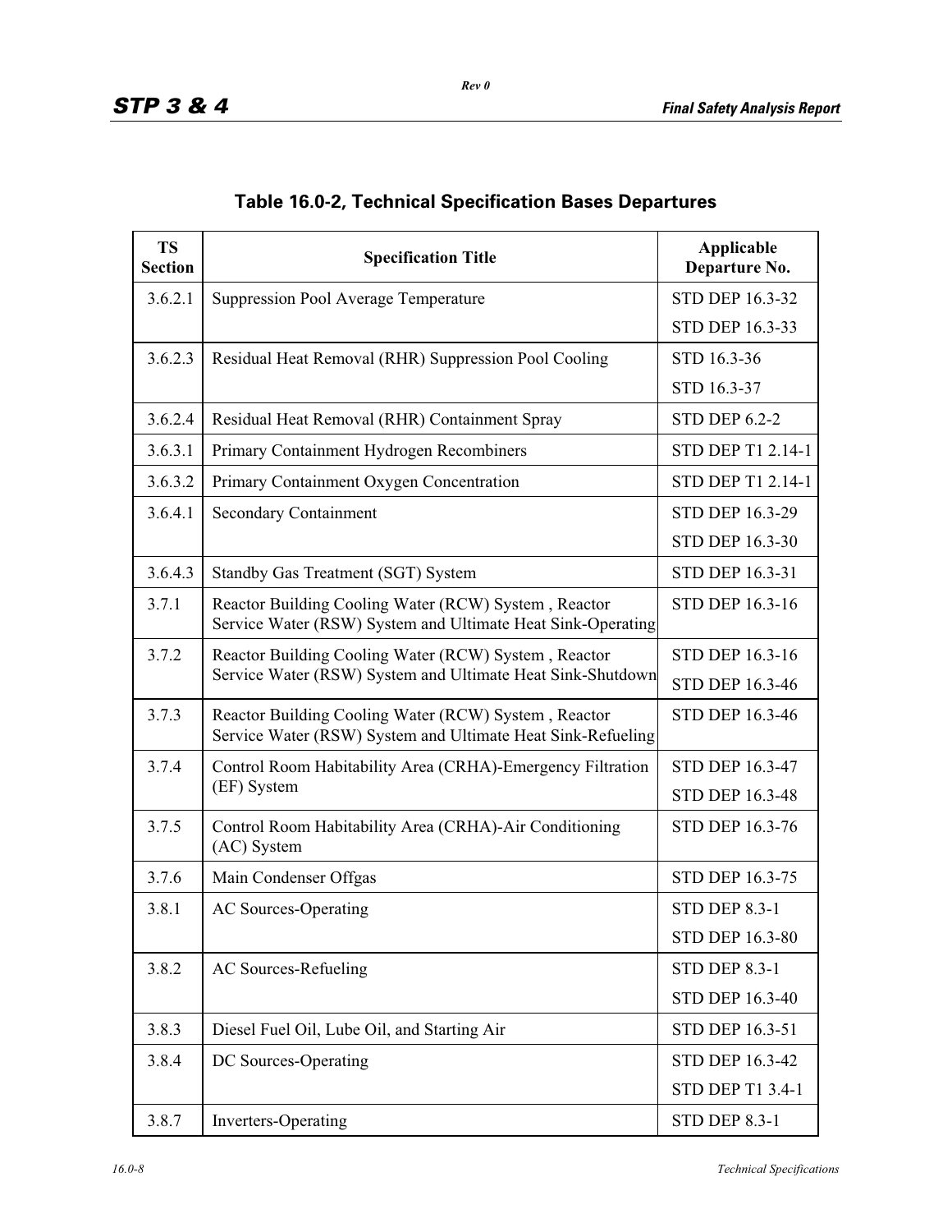## Table 16.0-2, Technical Specification Bases Departures

| TS Section | Specification Title | Applicable Departure No. |
|---|---|---|
| 3.6.2.1 | Suppression Pool Average Temperature | STD DEP 16.3-32<br>STD DEP 16.3-33 |
| 3.6.2.3 | Residual Heat Removal (RHR) Suppression Pool Cooling | STD 16.3-36<br>STD 16.3-37 |
| 3.6.2.4 | Residual Heat Removal (RHR) Containment Spray | STD DEP 6.2-2 |
| 3.6.3.1 | Primary Containment Hydrogen Recombiners | STD DEP T1 2.14-1 |
| 3.6.3.2 | Primary Containment Oxygen Concentration | STD DEP T1 2.14-1 |
| 3.6.4.1 | Secondary Containment | STD DEP 16.3-29<br>STD DEP 16.3-30 |
| 3.6.4.3 | Standby Gas Treatment (SGT) System | STD DEP 16.3-31 |
| 3.7.1 | Reactor Building Cooling Water (RCW) System , Reactor Service Water (RSW) System and Ultimate Heat Sink-Operating | STD DEP 16.3-16 |
| 3.7.2 | Reactor Building Cooling Water (RCW) System , Reactor Service Water (RSW) System and Ultimate Heat Sink-Shutdown | STD DEP 16.3-16<br>STD DEP 16.3-46 |
| 3.7.3 | Reactor Building Cooling Water (RCW) System , Reactor Service Water (RSW) System and Ultimate Heat Sink-Refueling | STD DEP 16.3-46 |
| 3.7.4 | Control Room Habitability Area (CRHA)-Emergency Filtration (EF) System | STD DEP 16.3-47<br>STD DEP 16.3-48 |
| 3.7.5 | Control Room Habitability Area (CRHA)-Air Conditioning (AC) System | STD DEP 16.3-76 |
| 3.7.6 | Main Condenser Offgas | STD DEP 16.3-75 |
| 3.8.1 | AC Sources-Operating | STD DEP 8.3-1<br>STD DEP 16.3-80 |
| 3.8.2 | AC Sources-Refueling | STD DEP 8.3-1<br>STD DEP 16.3-40 |
| 3.8.3 | Diesel Fuel Oil, Lube Oil, and Starting Air | STD DEP 16.3-51 |
| 3.8.4 | DC Sources-Operating | STD DEP 16.3-42<br>STD DEP T1 3.4-1 |
| 3.8.7 | Inverters-Operating | STD DEP 8.3-1 |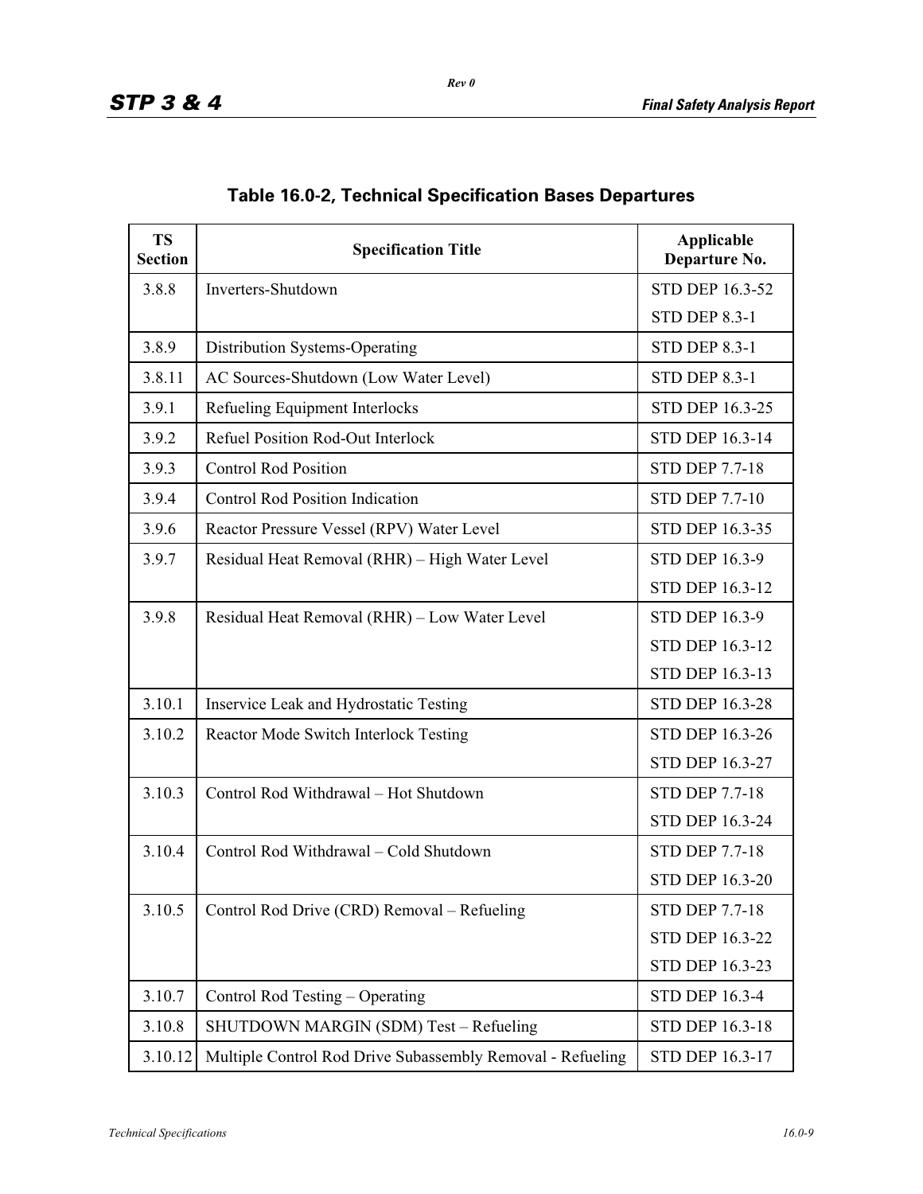## Table 16.0-2, Technical Specification Bases Departures

| TS Section | Specification Title | Applicable Departure No. |
|---|---|---|
| 3.8.8 | Inverters-Shutdown | STD DEP 16.3-52<br>STD DEP 8.3-1 |
| 3.8.9 | Distribution Systems-Operating | STD DEP 8.3-1 |
| 3.8.11 | AC Sources-Shutdown (Low Water Level) | STD DEP 8.3-1 |
| 3.9.1 | Refueling Equipment Interlocks | STD DEP 16.3-25 |
| 3.9.2 | Refuel Position Rod-Out Interlock | STD DEP 16.3-14 |
| 3.9.3 | Control Rod Position | STD DEP 7.7-18 |
| 3.9.4 | Control Rod Position Indication | STD DEP 7.7-10 |
| 3.9.6 | Reactor Pressure Vessel (RPV) Water Level | STD DEP 16.3-35 |
| 3.9.7 | Residual Heat Removal (RHR) – High Water Level | STD DEP 16.3-9<br>STD DEP 16.3-12 |
| 3.9.8 | Residual Heat Removal (RHR) – Low Water Level | STD DEP 16.3-9<br>STD DEP 16.3-12<br>STD DEP 16.3-13 |
| 3.10.1 | Inservice Leak and Hydrostatic Testing | STD DEP 16.3-28 |
| 3.10.2 | Reactor Mode Switch Interlock Testing | STD DEP 16.3-26<br>STD DEP 16.3-27 |
| 3.10.3 | Control Rod Withdrawal – Hot Shutdown | STD DEP 7.7-18<br>STD DEP 16.3-24 |
| 3.10.4 | Control Rod Withdrawal – Cold Shutdown | STD DEP 7.7-18<br>STD DEP 16.3-20 |
| 3.10.5 | Control Rod Drive (CRD) Removal – Refueling | STD DEP 7.7-18<br>STD DEP 16.3-22<br>STD DEP 16.3-23 |
| 3.10.7 | Control Rod Testing – Operating | STD DEP 16.3-4 |
| 3.10.8 | SHUTDOWN MARGIN (SDM) Test – Refueling | STD DEP 16.3-18 |
| 3.10.12 | Multiple Control Rod Drive Subassembly Removal - Refueling | STD DEP 16.3-17 |